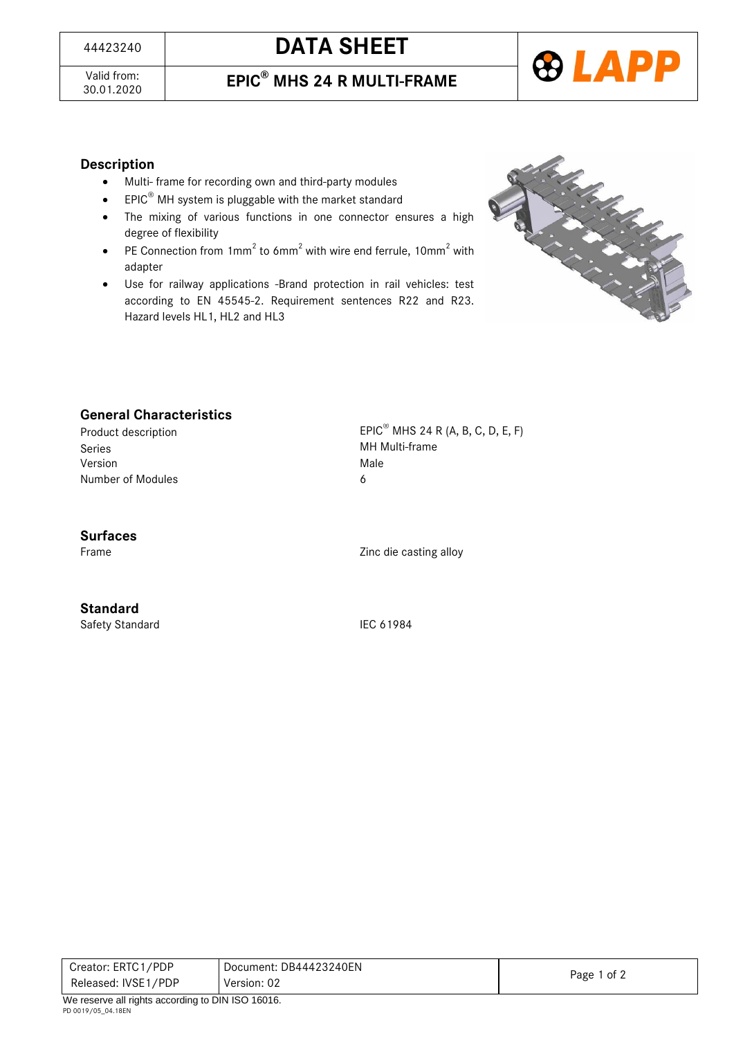| 44423240 | DATA SHEET |
| --- | --- |
| Valid from: 30.01.2020 | EPIC® MHS 24 R MULTI-FRAME |

## Description

- Multi- frame for recording own and third-party modules
- EPIC® MH system is pluggable with the market standard
- The mixing of various functions in one connector ensures a high degree of flexibility
- PE Connection from 1mm$^2$ to 6mm$^2$ with wire end ferrule, 10mm$^2$ with adapter
- Use for railway applications -Brand protection in rail vehicles: test according to EN 45545-2. Requirement sentences R22 and R23. Hazard levels HL1, HL2 and HL3

## General Characteristics

| | |
| --- | --- |
| Product description | EPIC® MHS 24 R (A, B, C, D, E, F) |
| Series | MH Multi-frame |
| Version | Male |
| Number of Modules | 6 |

## Surfaces

| | |
| --- | --- |
| Frame | Zinc die casting alloy |

## Standard

| | |
| --- | --- |
| Safety Standard | IEC 61984 |

| Creator: ERTC1/PDP | Document: DB44423240EN |
| --- | --- |
| Released: IVSE1/PDP | Version: 02 |

We reserve all rights according to DIN ISO 16016.

PD 0019/05_04.18EN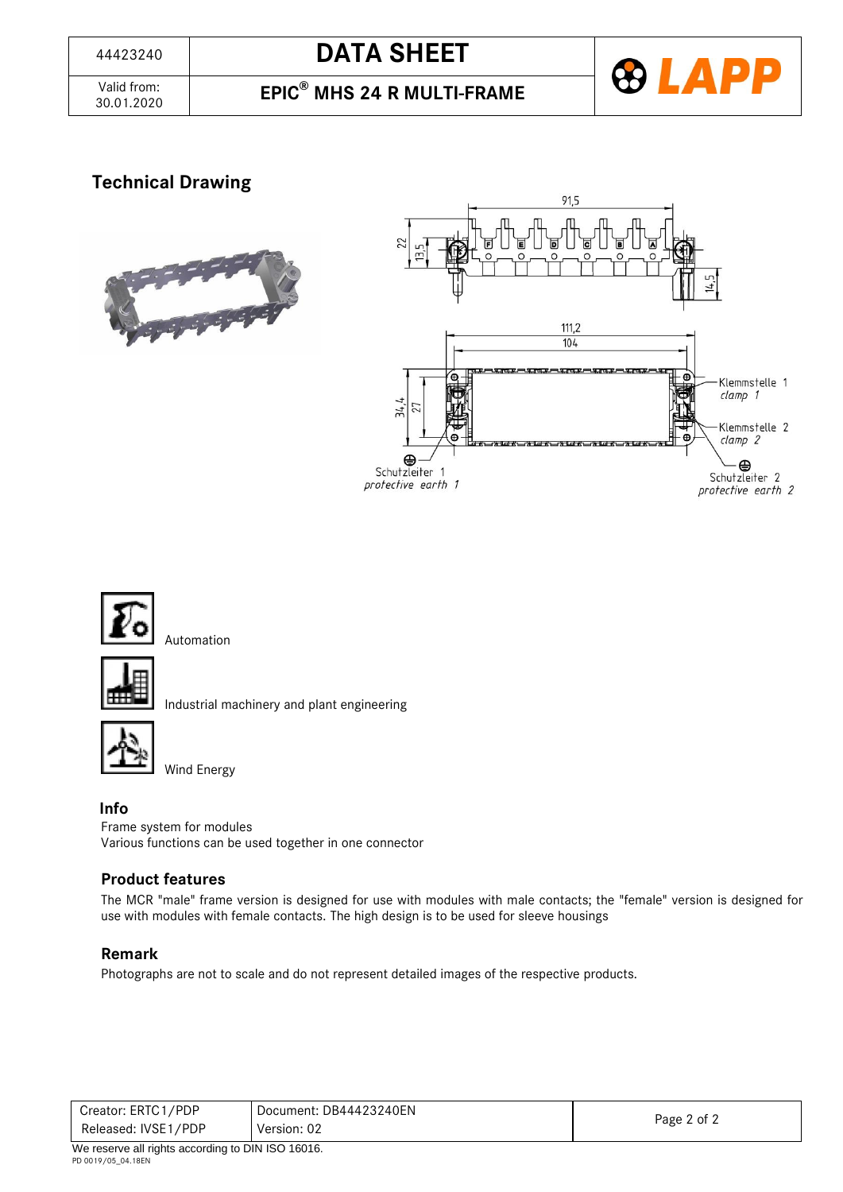## Technical Drawing

91,5

22

13,5

14,5

111,2

104

34,4

27

Klemmstelle 1
clamp 1

Klemmstelle 2
clamp 2

Schutzleiter 1
protective earth 1

Schutzleiter 2
protective earth 2

Automation

Industrial machinery and plant engineering

Wind Energy

### Info

Frame system for modules
Various functions can be used together in one connector

### Product features

The MCR "male" frame version is designed for use with modules with male contacts; the "female" version is designed for use with modules with female contacts. The high design is to be used for sleeve housings

### Remark

Photographs are not to scale and do not represent detailed images of the respective products.